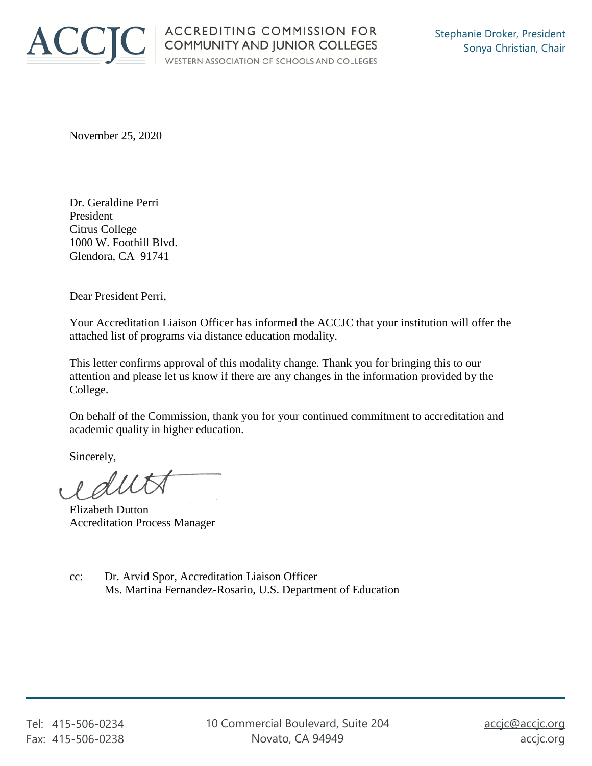ACCJC | ACCREDITING COMMISSION FOR COMMUNITY AND JUNIOR COLLEGES
WESTERN ASSOCIATION OF SCHOOLS AND COLLEGES

Stephanie Droker, President
Sonya Christian, Chair

November 25, 2020

Dr. Geraldine Perri
President
Citrus College
1000 W. Foothill Blvd.
Glendora, CA 91741

Dear President Perri,

Your Accreditation Liaison Officer has informed the ACCJC that your institution will offer the attached list of programs via distance education modality.

This letter confirms approval of this modality change. Thank you for bringing this to our attention and please let us know if there are any changes in the information provided by the College.

On behalf of the Commission, thank you for your continued commitment to accreditation and academic quality in higher education.

Sincerely,

Elizabeth Dutton
Accreditation Process Manager

cc: Dr. Arvid Spor, Accreditation Liaison Officer
Ms. Martina Fernandez-Rosario, U.S. Department of Education

Tel: 415-506-0234
Fax: 415-506-0238

10 Commercial Boulevard, Suite 204
Novato, CA 94949

accjc@accjc.org
accjc.org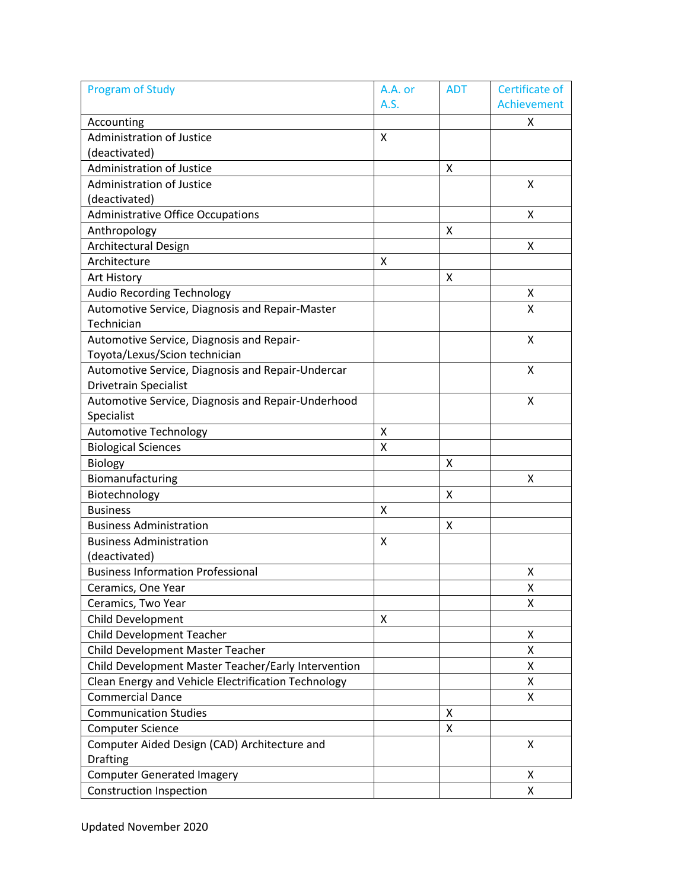| Program of Study | A.A. or A.S. | ADT | Certificate of Achievement |
|---|---|---|---|
| Accounting | | | X |
| Administration of Justice (deactivated) | X | | |
| Administration of Justice | | X | |
| Administration of Justice (deactivated) | | | X |
| Administrative Office Occupations | | | X |
| Anthropology | | X | |
| Architectural Design | | | X |
| Architecture | X | | |
| Art History | | X | |
| Audio Recording Technology | | | X |
| Automotive Service, Diagnosis and Repair-Master Technician | | | X |
| Automotive Service, Diagnosis and Repair-Toyota/Lexus/Scion technician | | | X |
| Automotive Service, Diagnosis and Repair-Undercar Drivetrain Specialist | | | X |
| Automotive Service, Diagnosis and Repair-Underhood Specialist | | | X |
| Automotive Technology | X | | |
| Biological Sciences | X | | |
| Biology | | X | |
| Biomanufacturing | | | X |
| Biotechnology | | X | |
| Business | X | | |
| Business Administration | | X | |
| Business Administration (deactivated) | X | | |
| Business Information Professional | | | X |
| Ceramics, One Year | | | X |
| Ceramics, Two Year | | | X |
| Child Development | X | | |
| Child Development Teacher | | | X |
| Child Development Master Teacher | | | X |
| Child Development Master Teacher/Early Intervention | | | X |
| Clean Energy and Vehicle Electrification Technology | | | X |
| Commercial Dance | | | X |
| Communication Studies | | X | |
| Computer Science | | X | |
| Computer Aided Design (CAD) Architecture and Drafting | | | X |
| Computer Generated Imagery | | | X |
| Construction Inspection | | | X |

Updated November 2020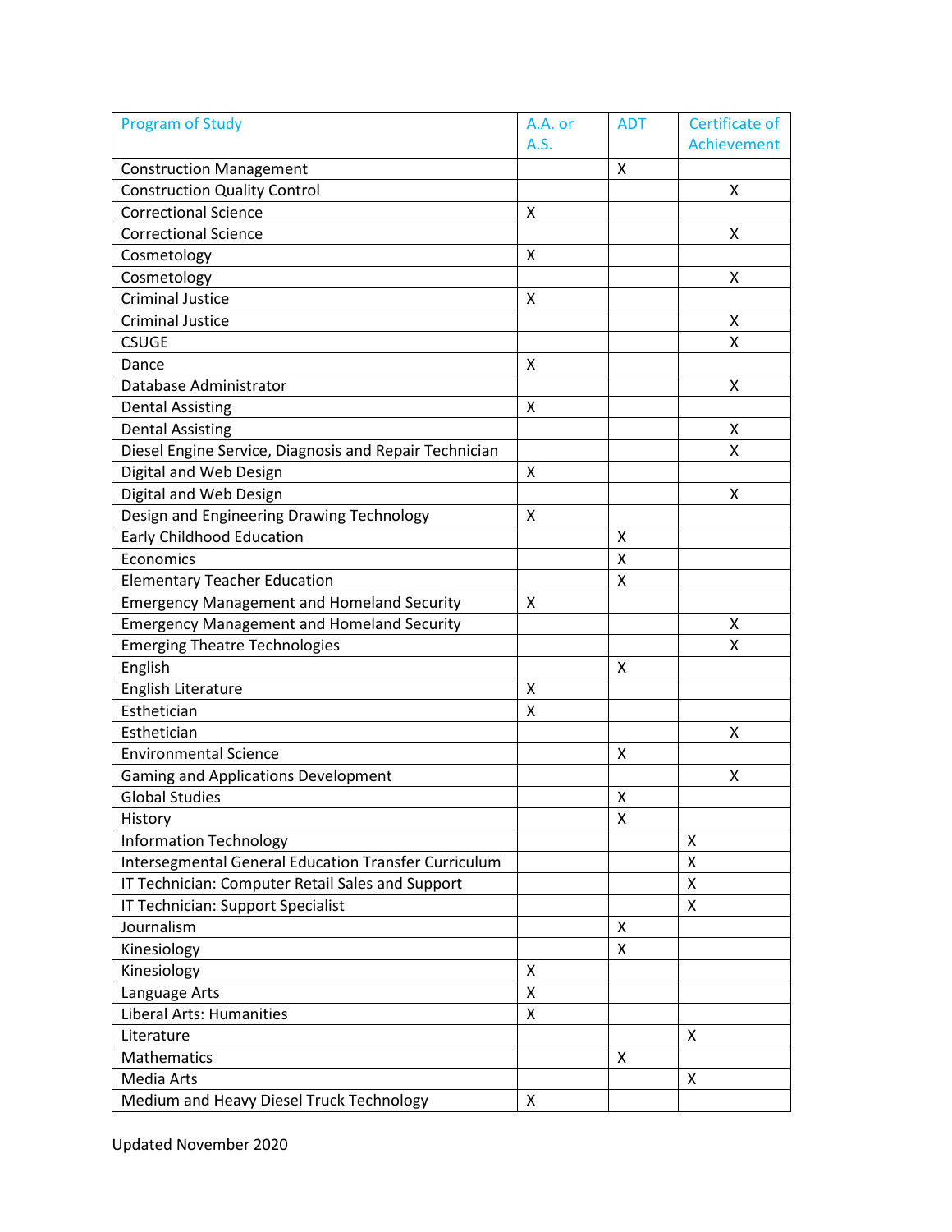| Program of Study | A.A. or A.S. | ADT | Certificate of Achievement |
|---|---|---|---|
| Construction Management | | X | |
| Construction Quality Control | | | X |
| Correctional Science | X | | |
| Correctional Science | | | X |
| Cosmetology | X | | |
| Cosmetology | | | X |
| Criminal Justice | X | | |
| Criminal Justice | | | X |
| CSUGE | | | X |
| Dance | X | | |
| Database Administrator | | | X |
| Dental Assisting | X | | |
| Dental Assisting | | | X |
| Diesel Engine Service, Diagnosis and Repair Technician | | | X |
| Digital and Web Design | X | | |
| Digital and Web Design | | | X |
| Design and Engineering Drawing Technology | X | | |
| Early Childhood Education | | X | |
| Economics | | X | |
| Elementary Teacher Education | | X | |
| Emergency Management and Homeland Security | X | | |
| Emergency Management and Homeland Security | | | X |
| Emerging Theatre Technologies | | | X |
| English | | X | |
| English Literature | X | | |
| Esthetician | X | | |
| Esthetician | | | X |
| Environmental Science | | X | |
| Gaming and Applications Development | | | X |
| Global Studies | | X | |
| History | | X | |
| Information Technology | | | X |
| Intersegmental General Education Transfer Curriculum | | | X |
| IT Technician: Computer Retail Sales and Support | | | X |
| IT Technician: Support Specialist | | | X |
| Journalism | | X | |
| Kinesiology | | X | |
| Kinesiology | X | | |
| Language Arts | X | | |
| Liberal Arts: Humanities | X | | |
| Literature | | | X |
| Mathematics | | X | |
| Media Arts | | | X |
| Medium and Heavy Diesel Truck Technology | X | | |

Updated November 2020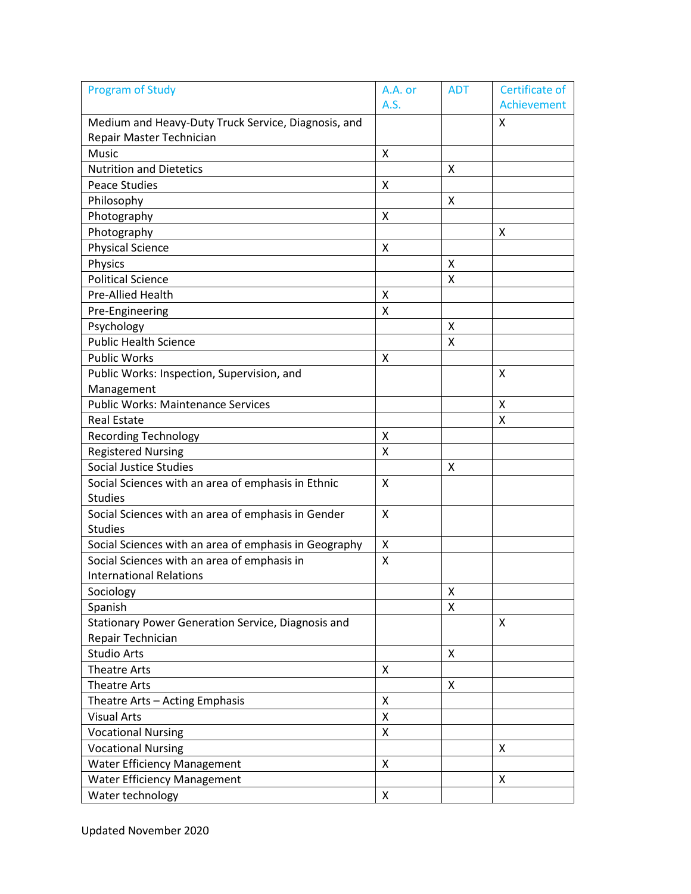| Program of Study | A.A. or A.S. | ADT | Certificate of Achievement |
|---|---|---|---|
| Medium and Heavy-Duty Truck Service, Diagnosis, and Repair Master Technician | | | X |
| Music | X | | |
| Nutrition and Dietetics | | X | |
| Peace Studies | X | | |
| Philosophy | | X | |
| Photography | X | | |
| Photography | | | X |
| Physical Science | X | | |
| Physics | | X | |
| Political Science | | X | |
| Pre-Allied Health | X | | |
| Pre-Engineering | X | | |
| Psychology | | X | |
| Public Health Science | | X | |
| Public Works | X | | |
| Public Works: Inspection, Supervision, and Management | | | X |
| Public Works: Maintenance Services | | | X |
| Real Estate | | | X |
| Recording Technology | X | | |
| Registered Nursing | X | | |
| Social Justice Studies | | X | |
| Social Sciences with an area of emphasis in Ethnic Studies | X | | |
| Social Sciences with an area of emphasis in Gender Studies | X | | |
| Social Sciences with an area of emphasis in Geography | X | | |
| Social Sciences with an area of emphasis in International Relations | X | | |
| Sociology | | X | |
| Spanish | | X | |
| Stationary Power Generation Service, Diagnosis and Repair Technician | | | X |
| Studio Arts | | X | |
| Theatre Arts | X | | |
| Theatre Arts | | X | |
| Theatre Arts – Acting Emphasis | X | | |
| Visual Arts | X | | |
| Vocational Nursing | X | | |
| Vocational Nursing | | | X |
| Water Efficiency Management | X | | |
| Water Efficiency Management | | | X |
| Water technology | X | | |

Updated November 2020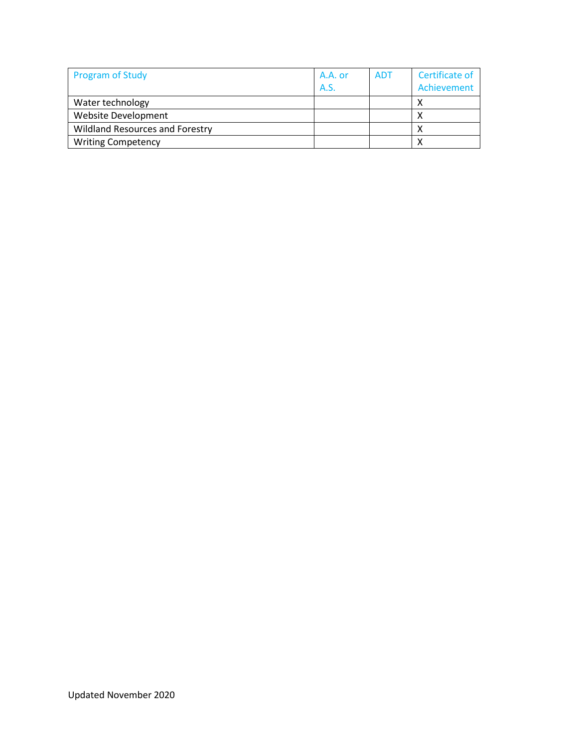| Program of Study | A.A. or A.S. | ADT | Certificate of Achievement |
|---|---|---|---|
| Water technology | | | X |
| Website Development | | | X |
| Wildland Resources and Forestry | | | X |
| Writing Competency | | | X |

Updated November 2020